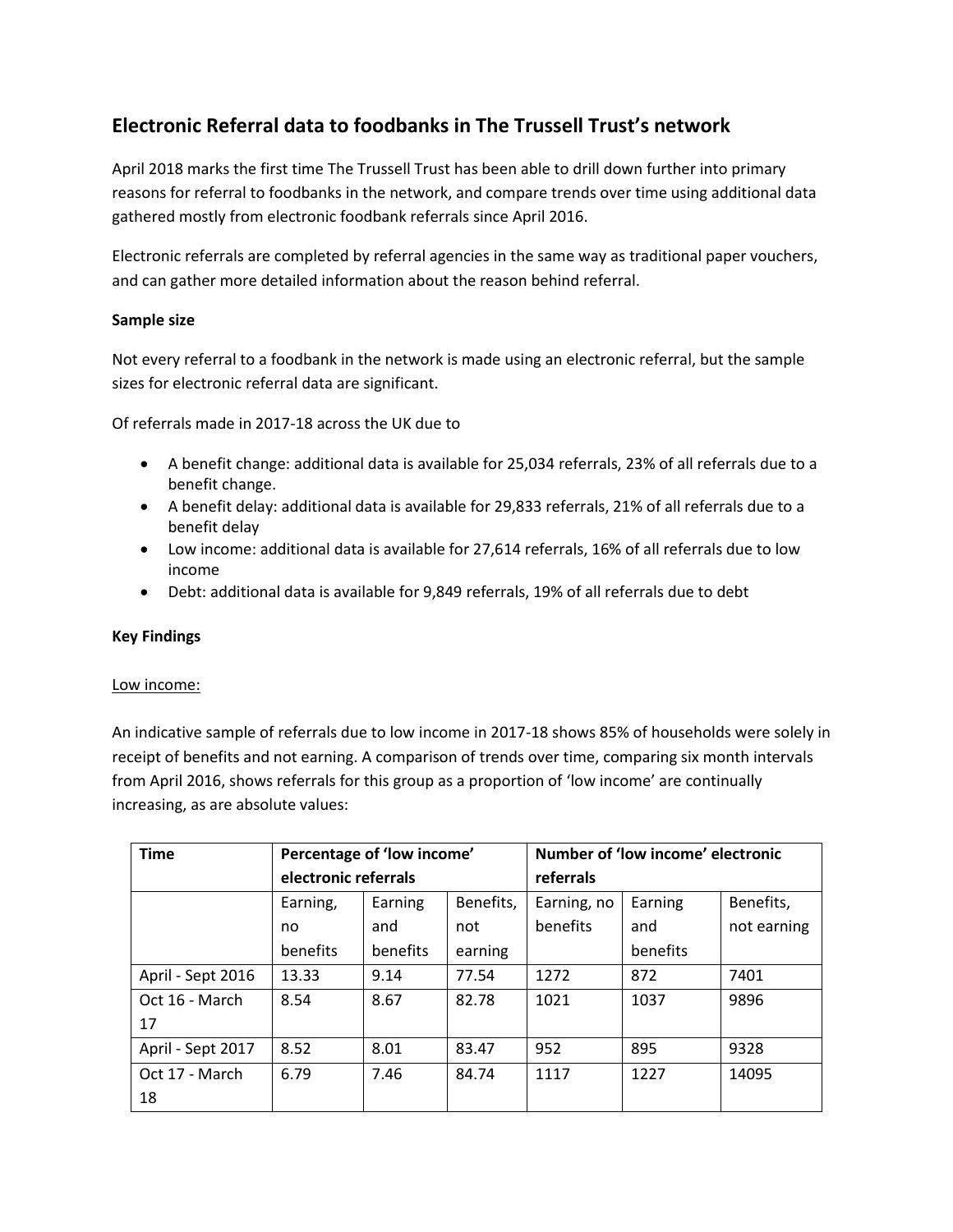## Electronic Referral data to foodbanks in The Trussell Trust's network

April 2018 marks the first time The Trussell Trust has been able to drill down further into primary reasons for referral to foodbanks in the network, and compare trends over time using additional data gathered mostly from electronic foodbank referrals since April 2016.

Electronic referrals are completed by referral agencies in the same way as traditional paper vouchers, and can gather more detailed information about the reason behind referral.

**Sample size**

Not every referral to a foodbank in the network is made using an electronic referral, but the sample sizes for electronic referral data are significant.

Of referrals made in 2017-18 across the UK due to

- A benefit change: additional data is available for 25,034 referrals, 23% of all referrals due to a benefit change.
- A benefit delay: additional data is available for 29,833 referrals, 21% of all referrals due to a benefit delay
- Low income: additional data is available for 27,614 referrals, 16% of all referrals due to low income
- Debt: additional data is available for 9,849 referrals, 19% of all referrals due to debt

**Key Findings**

Low income:

An indicative sample of referrals due to low income in 2017-18 shows 85% of households were solely in receipt of benefits and not earning. A comparison of trends over time, comparing six month intervals from April 2016, shows referrals for this group as a proportion of 'low income' are continually increasing, as are absolute values:

| Time | Percentage of 'low income' electronic referrals | | | Number of 'low income' electronic referrals | | |
|---|---|---|---|---|---|---|
| | Earning, no benefits | Earning and benefits | Benefits, not earning | Earning, no benefits | Earning and benefits | Benefits, not earning |
| April - Sept 2016 | 13.33 | 9.14 | 77.54 | 1272 | 872 | 7401 |
| Oct 16 - March 17 | 8.54 | 8.67 | 82.78 | 1021 | 1037 | 9896 |
| April - Sept 2017 | 8.52 | 8.01 | 83.47 | 952 | 895 | 9328 |
| Oct 17 - March 18 | 6.79 | 7.46 | 84.74 | 1117 | 1227 | 14095 |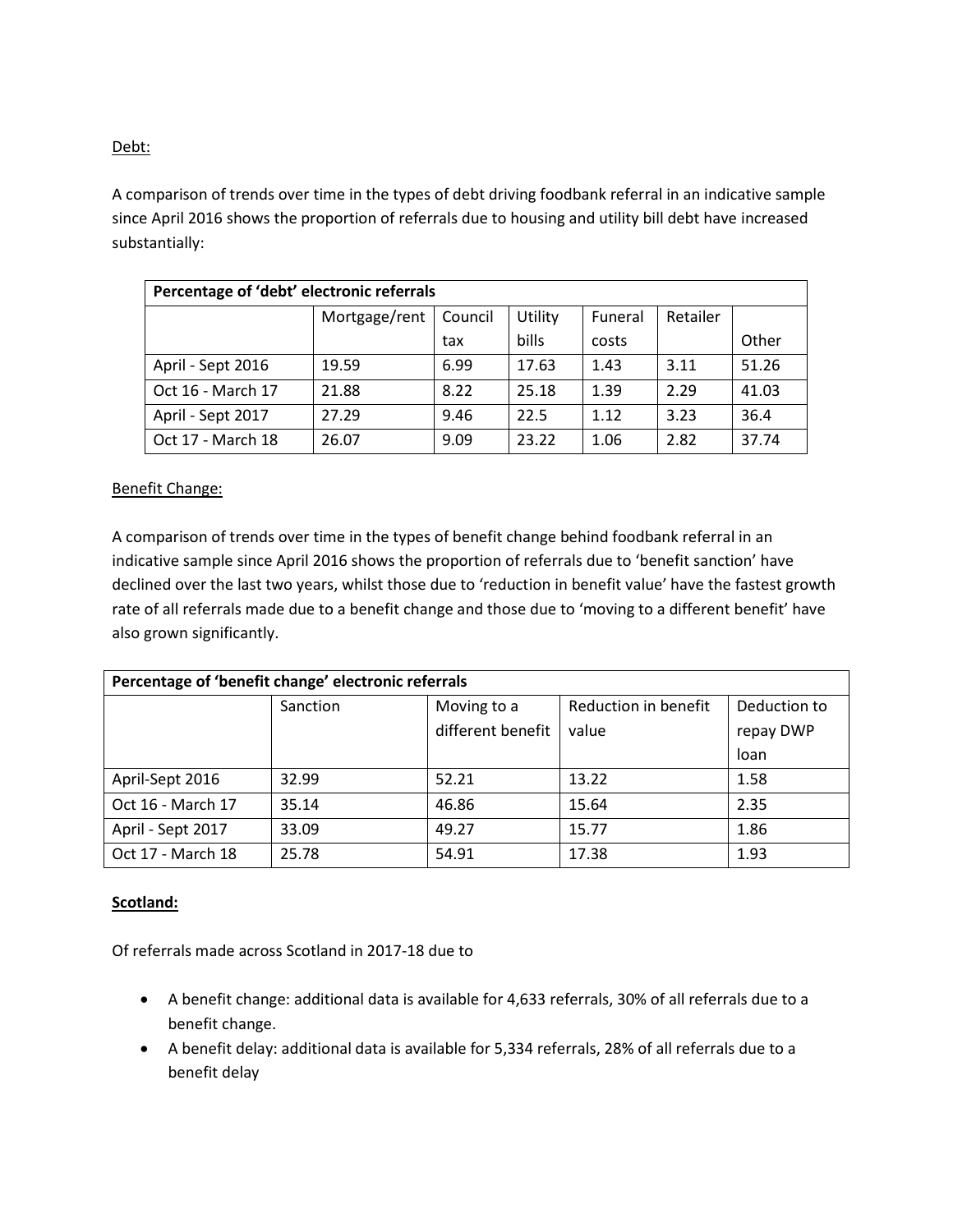Debt:

A comparison of trends over time in the types of debt driving foodbank referral in an indicative sample since April 2016 shows the proportion of referrals due to housing and utility bill debt have increased substantially:

| Percentage of 'debt' electronic referrals | | | | | | |
|---|---|---|---|---|---|---|
| | Mortgage/rent | Council tax | Utility bills | Funeral costs | Retailer | Other |
| April - Sept 2016 | 19.59 | 6.99 | 17.63 | 1.43 | 3.11 | 51.26 |
| Oct 16 - March 17 | 21.88 | 8.22 | 25.18 | 1.39 | 2.29 | 41.03 |
| April - Sept 2017 | 27.29 | 9.46 | 22.5 | 1.12 | 3.23 | 36.4 |
| Oct 17 - March 18 | 26.07 | 9.09 | 23.22 | 1.06 | 2.82 | 37.74 |

Benefit Change:

A comparison of trends over time in the types of benefit change behind foodbank referral in an indicative sample since April 2016 shows the proportion of referrals due to 'benefit sanction' have declined over the last two years, whilst those due to 'reduction in benefit value' have the fastest growth rate of all referrals made due to a benefit change and those due to 'moving to a different benefit' have also grown significantly.

| Percentage of 'benefit change' electronic referrals | | | | |
|---|---|---|---|---|
| | Sanction | Moving to a different benefit | Reduction in benefit value | Deduction to repay DWP loan |
| April-Sept 2016 | 32.99 | 52.21 | 13.22 | 1.58 |
| Oct 16 - March 17 | 35.14 | 46.86 | 15.64 | 2.35 |
| April - Sept 2017 | 33.09 | 49.27 | 15.77 | 1.86 |
| Oct 17 - March 18 | 25.78 | 54.91 | 17.38 | 1.93 |

**Scotland:**

Of referrals made across Scotland in 2017-18 due to

- A benefit change: additional data is available for 4,633 referrals, 30% of all referrals due to a benefit change.
- A benefit delay: additional data is available for 5,334 referrals, 28% of all referrals due to a benefit delay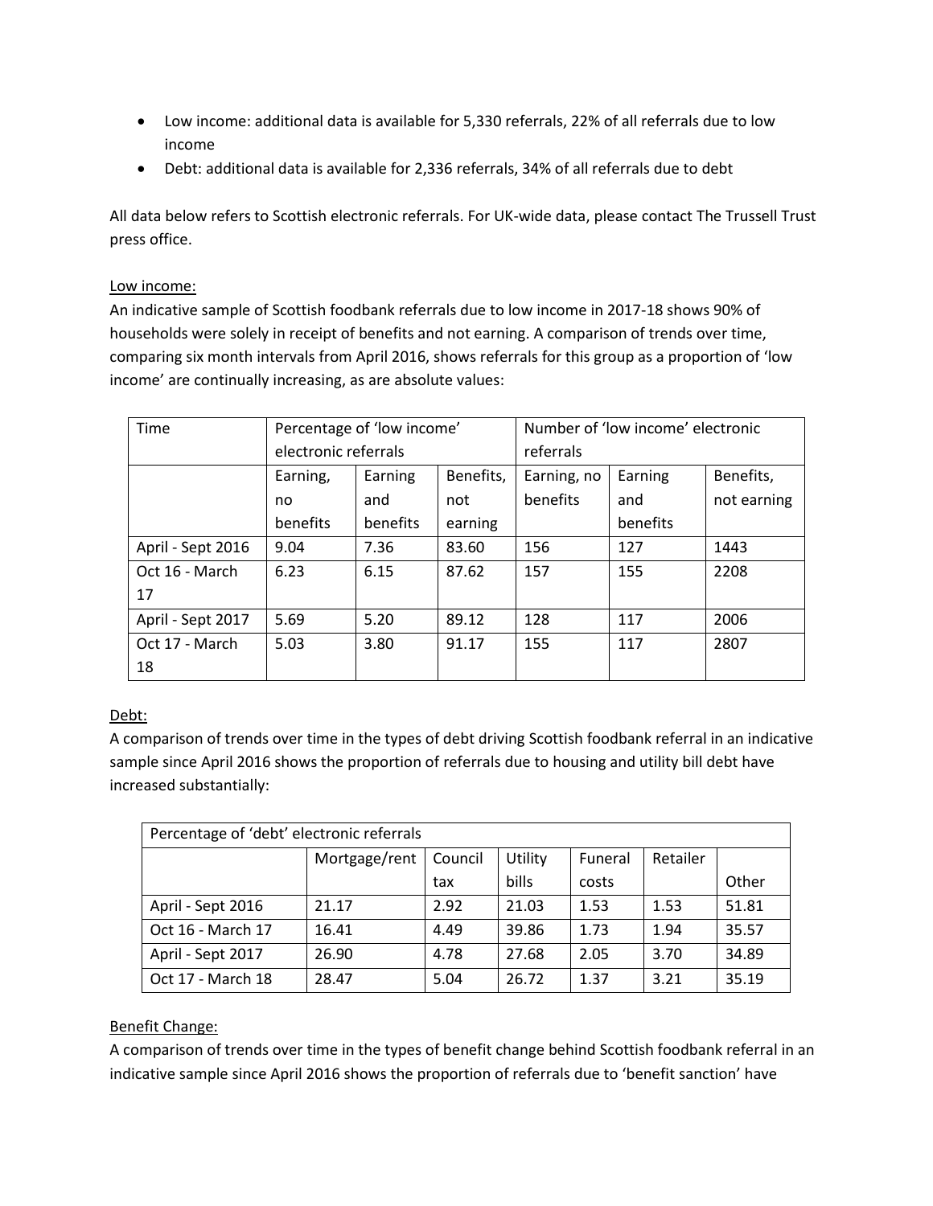- Low income: additional data is available for 5,330 referrals, 22% of all referrals due to low income
- Debt: additional data is available for 2,336 referrals, 34% of all referrals due to debt

All data below refers to Scottish electronic referrals. For UK-wide data, please contact The Trussell Trust press office.

Low income:

An indicative sample of Scottish foodbank referrals due to low income in 2017-18 shows 90% of households were solely in receipt of benefits and not earning. A comparison of trends over time, comparing six month intervals from April 2016, shows referrals for this group as a proportion of 'low income' are continually increasing, as are absolute values:

| Time | Percentage of 'low income' electronic referrals | | | Number of 'low income' electronic referrals | | |
|---|---|---|---|---|---|---|
| | Earning, no benefits | Earning and benefits | Benefits, not earning | Earning, no benefits | Earning and benefits | Benefits, not earning |
| April - Sept 2016 | 9.04 | 7.36 | 83.60 | 156 | 127 | 1443 |
| Oct 16 - March 17 | 6.23 | 6.15 | 87.62 | 157 | 155 | 2208 |
| April - Sept 2017 | 5.69 | 5.20 | 89.12 | 128 | 117 | 2006 |
| Oct 17 - March 18 | 5.03 | 3.80 | 91.17 | 155 | 117 | 2807 |

Debt:

A comparison of trends over time in the types of debt driving Scottish foodbank referral in an indicative sample since April 2016 shows the proportion of referrals due to housing and utility bill debt have increased substantially:

| Percentage of 'debt' electronic referrals | | | | | | |
|---|---|---|---|---|---|---|
| | Mortgage/rent | Council tax | Utility bills | Funeral costs | Retailer | Other |
| April - Sept 2016 | 21.17 | 2.92 | 21.03 | 1.53 | 1.53 | 51.81 |
| Oct 16 - March 17 | 16.41 | 4.49 | 39.86 | 1.73 | 1.94 | 35.57 |
| April - Sept 2017 | 26.90 | 4.78 | 27.68 | 2.05 | 3.70 | 34.89 |
| Oct 17 - March 18 | 28.47 | 5.04 | 26.72 | 1.37 | 3.21 | 35.19 |

Benefit Change:

A comparison of trends over time in the types of benefit change behind Scottish foodbank referral in an indicative sample since April 2016 shows the proportion of referrals due to 'benefit sanction' have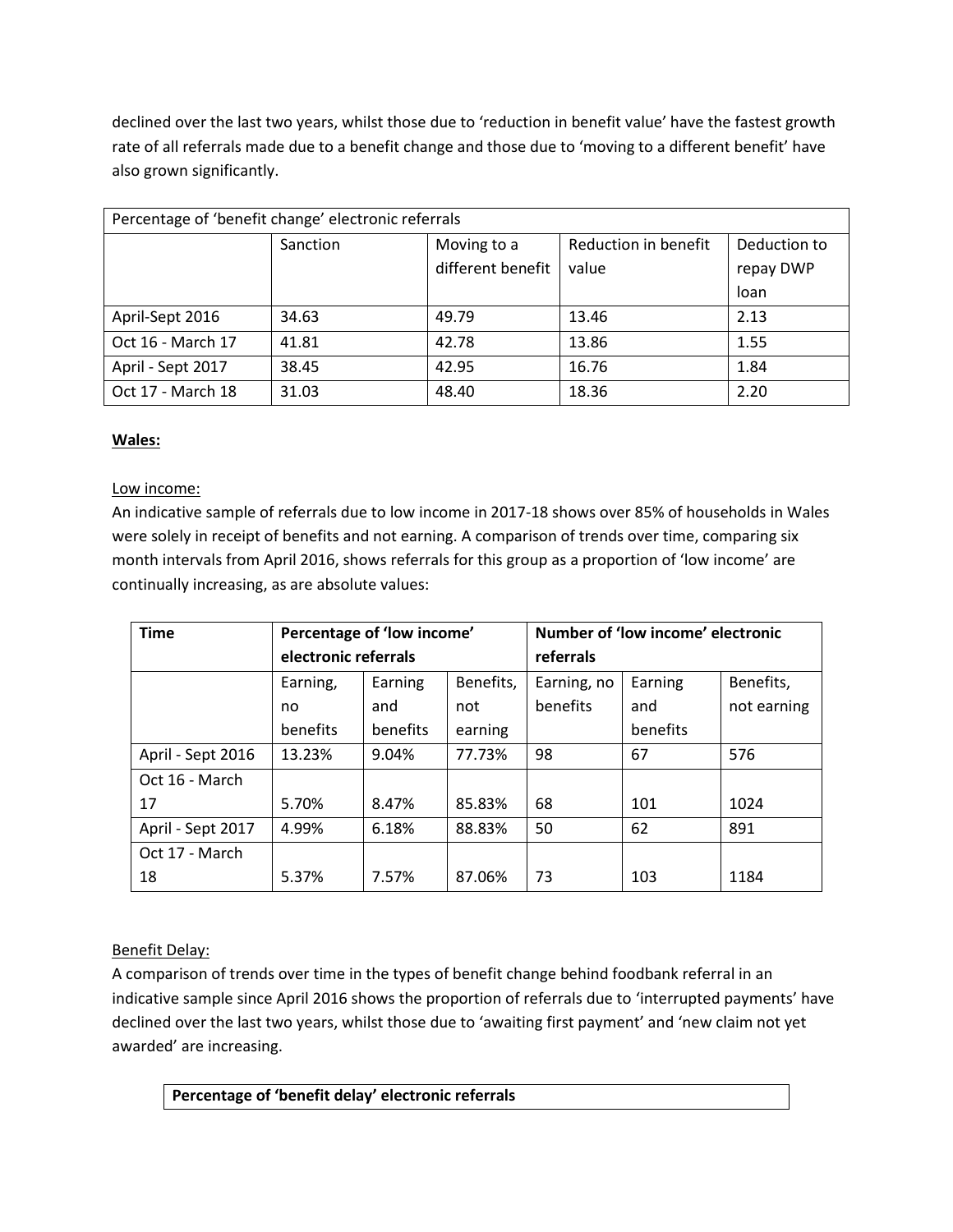declined over the last two years, whilst those due to 'reduction in benefit value' have the fastest growth rate of all referrals made due to a benefit change and those due to 'moving to a different benefit' have also grown significantly.

| Percentage of 'benefit change' electronic referrals | | | | |
|---|---|---|---|---|
| | Sanction | Moving to a different benefit | Reduction in benefit value | Deduction to repay DWP loan |
| April-Sept 2016 | 34.63 | 49.79 | 13.46 | 2.13 |
| Oct 16 - March 17 | 41.81 | 42.78 | 13.86 | 1.55 |
| April - Sept 2017 | 38.45 | 42.95 | 16.76 | 1.84 |
| Oct 17 - March 18 | 31.03 | 48.40 | 18.36 | 2.20 |

**Wales:**

Low income:

An indicative sample of referrals due to low income in 2017-18 shows over 85% of households in Wales were solely in receipt of benefits and not earning. A comparison of trends over time, comparing six month intervals from April 2016, shows referrals for this group as a proportion of 'low income' are continually increasing, as are absolute values:

| **Time** | **Percentage of 'low income' electronic referrals** | | | **Number of 'low income' electronic referrals** | | |
|---|---|---|---|---|---|---|
| | Earning, no benefits | Earning and benefits | Benefits, not earning | Earning, no benefits | Earning and benefits | Benefits, not earning |
| April - Sept 2016 | 13.23% | 9.04% | 77.73% | 98 | 67 | 576 |
| Oct 16 - March 17 | 5.70% | 8.47% | 85.83% | 68 | 101 | 1024 |
| April - Sept 2017 | 4.99% | 6.18% | 88.83% | 50 | 62 | 891 |
| Oct 17 - March 18 | 5.37% | 7.57% | 87.06% | 73 | 103 | 1184 |

Benefit Delay:

A comparison of trends over time in the types of benefit change behind foodbank referral in an indicative sample since April 2016 shows the proportion of referrals due to 'interrupted payments' have declined over the last two years, whilst those due to 'awaiting first payment' and 'new claim not yet awarded' are increasing.

| **Percentage of 'benefit delay' electronic referrals** |
|---|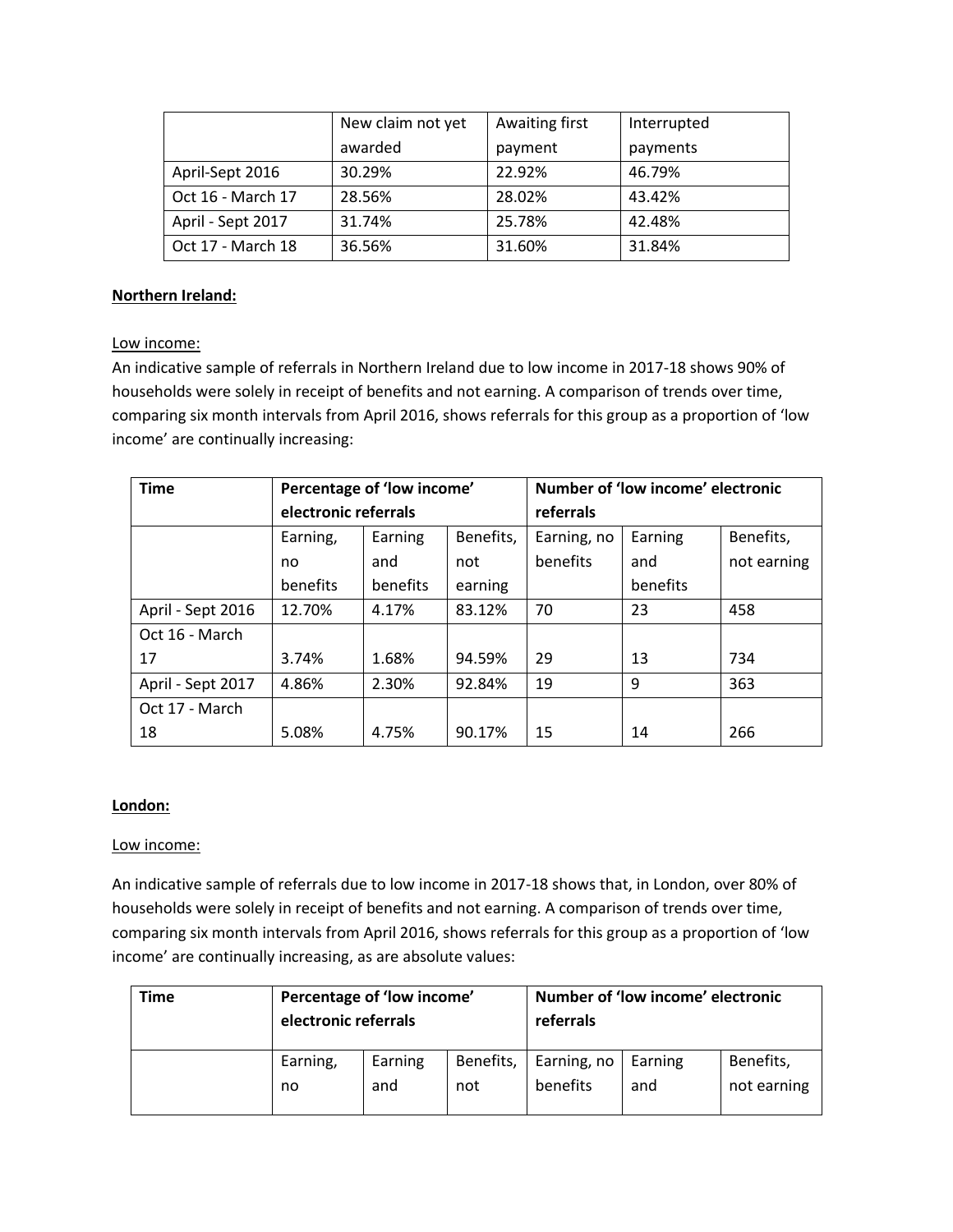| | New claim not yet awarded | Awaiting first payment | Interrupted payments |
|---|---|---|---|
| April-Sept 2016 | 30.29% | 22.92% | 46.79% |
| Oct 16 - March 17 | 28.56% | 28.02% | 43.42% |
| April - Sept 2017 | 31.74% | 25.78% | 42.48% |
| Oct 17 - March 18 | 36.56% | 31.60% | 31.84% |

**Northern Ireland:**

Low income:

An indicative sample of referrals in Northern Ireland due to low income in 2017-18 shows 90% of households were solely in receipt of benefits and not earning. A comparison of trends over time, comparing six month intervals from April 2016, shows referrals for this group as a proportion of 'low income' are continually increasing:

| **Time** | **Percentage of 'low income' electronic referrals** | | | **Number of 'low income' electronic referrals** | | |
|---|---|---|---|---|---|---|
| | Earning, no benefits | Earning and benefits | Benefits, not earning | Earning, no benefits | Earning and benefits | Benefits, not earning |
| April - Sept 2016 | 12.70% | 4.17% | 83.12% | 70 | 23 | 458 |
| Oct 16 - March 17 | 3.74% | 1.68% | 94.59% | 29 | 13 | 734 |
| April - Sept 2017 | 4.86% | 2.30% | 92.84% | 19 | 9 | 363 |
| Oct 17 - March 18 | 5.08% | 4.75% | 90.17% | 15 | 14 | 266 |

**London:**

Low income:

An indicative sample of referrals due to low income in 2017-18 shows that, in London, over 80% of households were solely in receipt of benefits and not earning. A comparison of trends over time, comparing six month intervals from April 2016, shows referrals for this group as a proportion of 'low income' are continually increasing, as are absolute values:

| **Time** | **Percentage of 'low income' electronic referrals** | | | **Number of 'low income' electronic referrals** | | |
|---|---|---|---|---|---|---|
| | Earning, no | Earning and | Benefits, not | Earning, no benefits | Earning and | Benefits, not earning |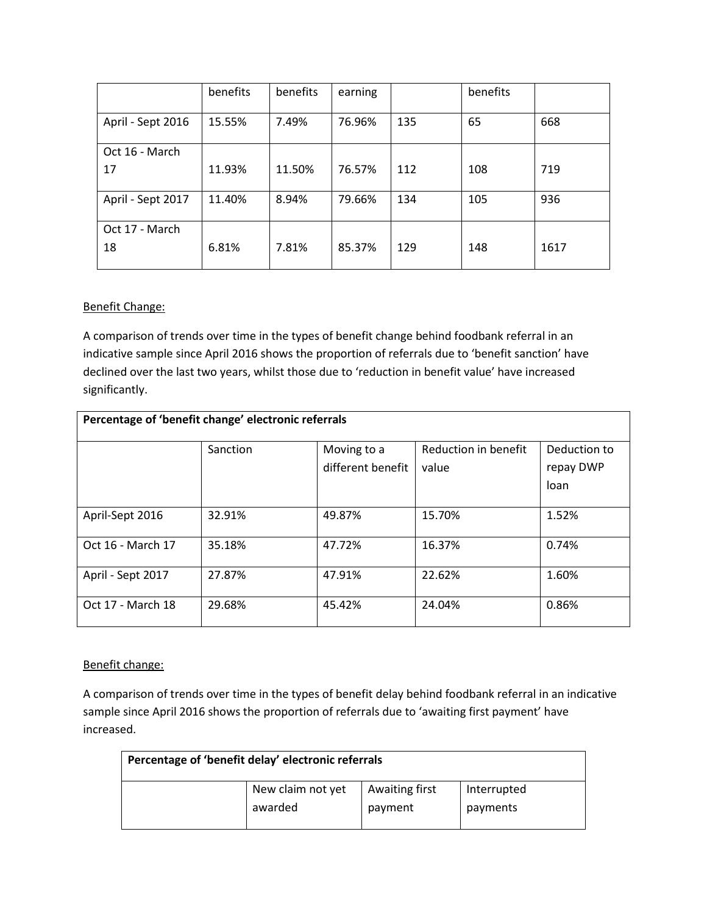| | benefits | benefits | earning | | benefits | |
|---|---|---|---|---|---|---|
| April - Sept 2016 | 15.55% | 7.49% | 76.96% | 135 | 65 | 668 |
| Oct 16 - March 17 | 11.93% | 11.50% | 76.57% | 112 | 108 | 719 |
| April - Sept 2017 | 11.40% | 8.94% | 79.66% | 134 | 105 | 936 |
| Oct 17 - March 18 | 6.81% | 7.81% | 85.37% | 129 | 148 | 1617 |

Benefit Change:

A comparison of trends over time in the types of benefit change behind foodbank referral in an indicative sample since April 2016 shows the proportion of referrals due to 'benefit sanction' have declined over the last two years, whilst those due to 'reduction in benefit value' have increased significantly.

| **Percentage of 'benefit change' electronic referrals** | | | | |
|---|---|---|---|---|
| | Sanction | Moving to a different benefit | Reduction in benefit value | Deduction to repay DWP loan |
| April-Sept 2016 | 32.91% | 49.87% | 15.70% | 1.52% |
| Oct 16 - March 17 | 35.18% | 47.72% | 16.37% | 0.74% |
| April - Sept 2017 | 27.87% | 47.91% | 22.62% | 1.60% |
| Oct 17 - March 18 | 29.68% | 45.42% | 24.04% | 0.86% |

Benefit change:

A comparison of trends over time in the types of benefit delay behind foodbank referral in an indicative sample since April 2016 shows the proportion of referrals due to 'awaiting first payment' have increased.

| **Percentage of 'benefit delay' electronic referrals** | | | |
|---|---|---|---|
| | New claim not yet awarded | Awaiting first payment | Interrupted payments |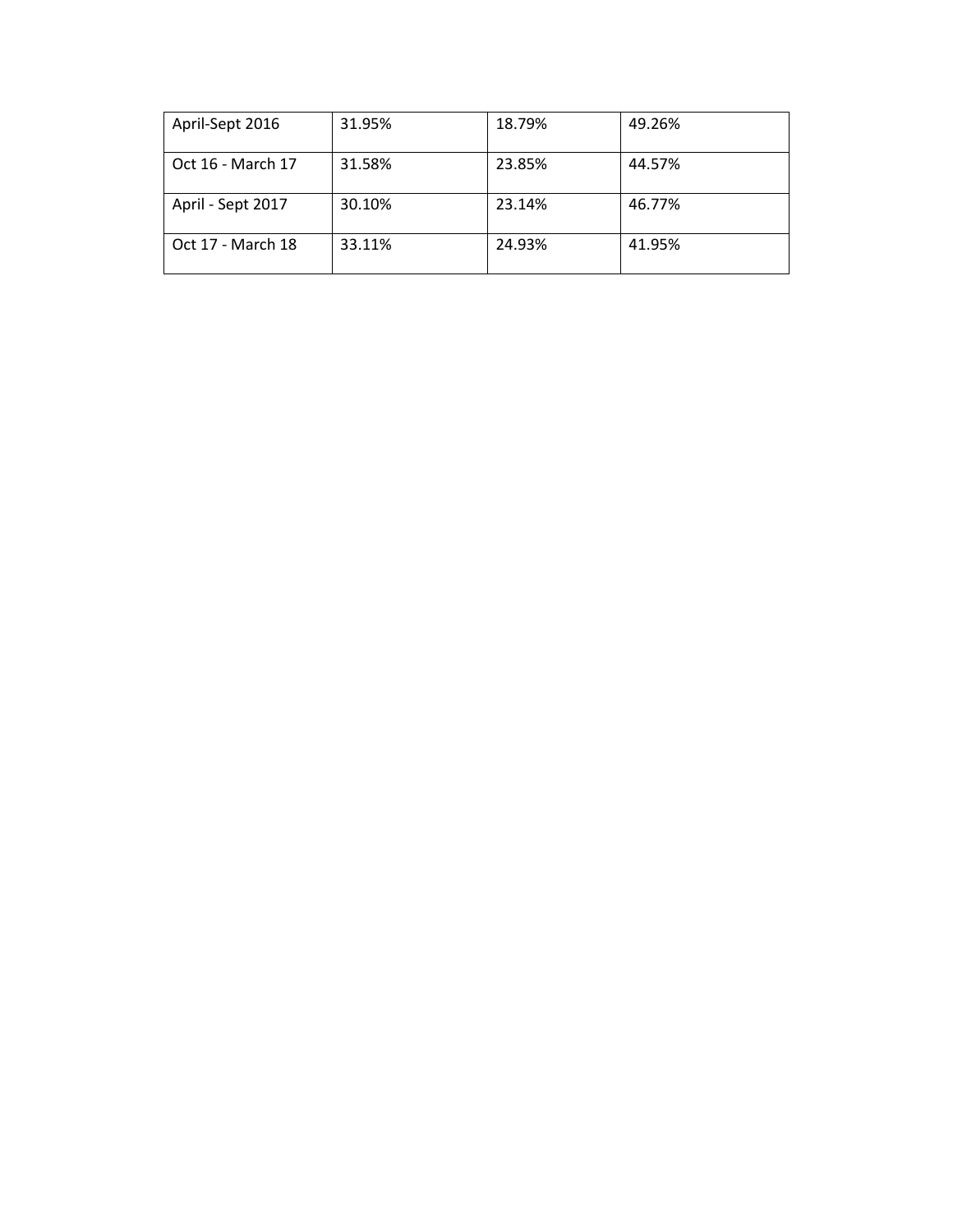| | | | |
|---|---|---|---|
| April-Sept 2016 | 31.95% | 18.79% | 49.26% |
| Oct 16 - March 17 | 31.58% | 23.85% | 44.57% |
| April - Sept 2017 | 30.10% | 23.14% | 46.77% |
| Oct 17 - March 18 | 33.11% | 24.93% | 41.95% |